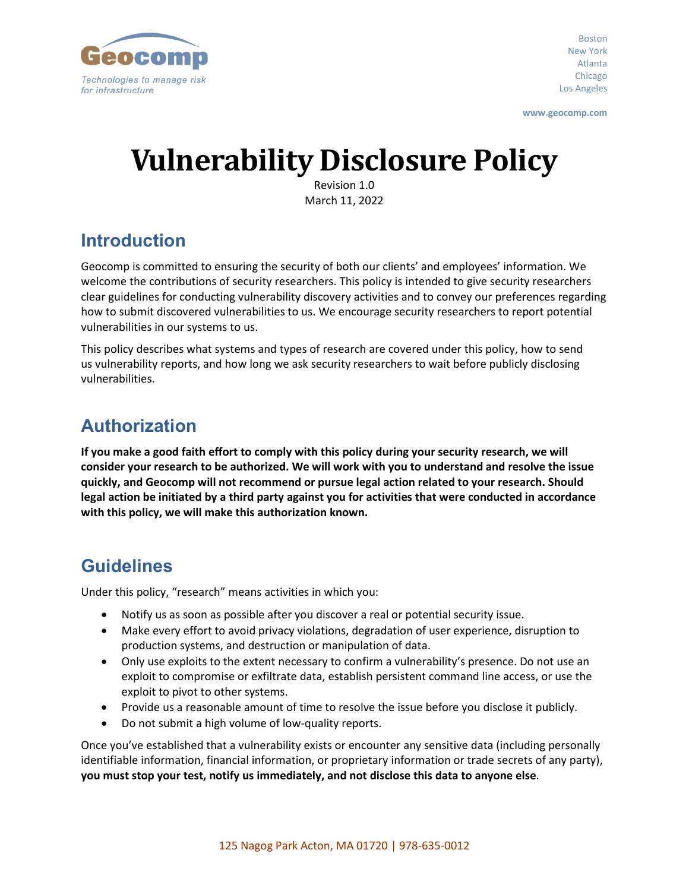Geocomp

*Technologies to manage risk for infrastructure*

Boston
New York
Atlanta
Chicago
Los Angeles

**www.geocomp.com**

# Vulnerability Disclosure Policy

Revision 1.0
March 11, 2022

## Introduction

Geocomp is committed to ensuring the security of both our clients' and employees' information. We welcome the contributions of security researchers. This policy is intended to give security researchers clear guidelines for conducting vulnerability discovery activities and to convey our preferences regarding how to submit discovered vulnerabilities to us. We encourage security researchers to report potential vulnerabilities in our systems to us.

This policy describes what systems and types of research are covered under this policy, how to send us vulnerability reports, and how long we ask security researchers to wait before publicly disclosing vulnerabilities.

## Authorization

**If you make a good faith effort to comply with this policy during your security research, we will consider your research to be authorized. We will work with you to understand and resolve the issue quickly, and Geocomp will not recommend or pursue legal action related to your research. Should legal action be initiated by a third party against you for activities that were conducted in accordance with this policy, we will make this authorization known.**

## Guidelines

Under this policy, "research" means activities in which you:

- Notify us as soon as possible after you discover a real or potential security issue.
- Make every effort to avoid privacy violations, degradation of user experience, disruption to production systems, and destruction or manipulation of data.
- Only use exploits to the extent necessary to confirm a vulnerability's presence. Do not use an exploit to compromise or exfiltrate data, establish persistent command line access, or use the exploit to pivot to other systems.
- Provide us a reasonable amount of time to resolve the issue before you disclose it publicly.
- Do not submit a high volume of low-quality reports.

Once you've established that a vulnerability exists or encounter any sensitive data (including personally identifiable information, financial information, or proprietary information or trade secrets of any party), **you must stop your test, notify us immediately, and not disclose this data to anyone else**.

125 Nagog Park Acton, MA 01720 | 978-635-0012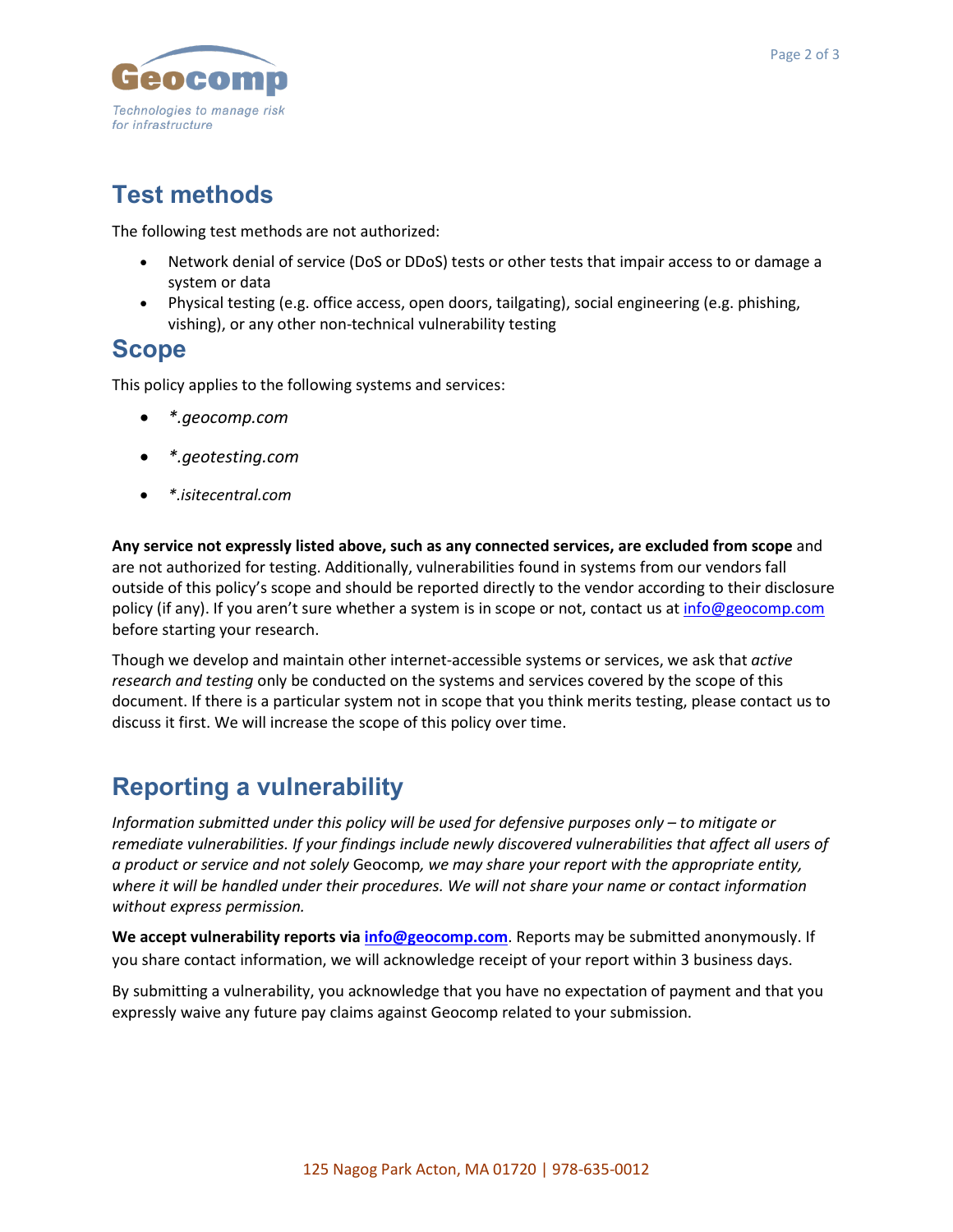## Test methods

The following test methods are not authorized:

- Network denial of service (DoS or DDoS) tests or other tests that impair access to or damage a system or data
- Physical testing (e.g. office access, open doors, tailgating), social engineering (e.g. phishing, vishing), or any other non-technical vulnerability testing

## Scope

This policy applies to the following systems and services:

- *\*.geocomp.com*
- *\*.geotesting.com*
- *\*.isitecentral.com*

**Any service not expressly listed above, such as any connected services, are excluded from scope** and are not authorized for testing. Additionally, vulnerabilities found in systems from our vendors fall outside of this policy's scope and should be reported directly to the vendor according to their disclosure policy (if any). If you aren't sure whether a system is in scope or not, contact us at info@geocomp.com before starting your research.

Though we develop and maintain other internet-accessible systems or services, we ask that *active research and testing* only be conducted on the systems and services covered by the scope of this document. If there is a particular system not in scope that you think merits testing, please contact us to discuss it first. We will increase the scope of this policy over time.

## Reporting a vulnerability

*Information submitted under this policy will be used for defensive purposes only – to mitigate or remediate vulnerabilities. If your findings include newly discovered vulnerabilities that affect all users of a product or service and not solely* Geocomp*, we may share your report with the appropriate entity, where it will be handled under their procedures. We will not share your name or contact information without express permission.*

**We accept vulnerability reports via info@geocomp.com**. Reports may be submitted anonymously. If you share contact information, we will acknowledge receipt of your report within 3 business days.

By submitting a vulnerability, you acknowledge that you have no expectation of payment and that you expressly waive any future pay claims against Geocomp related to your submission.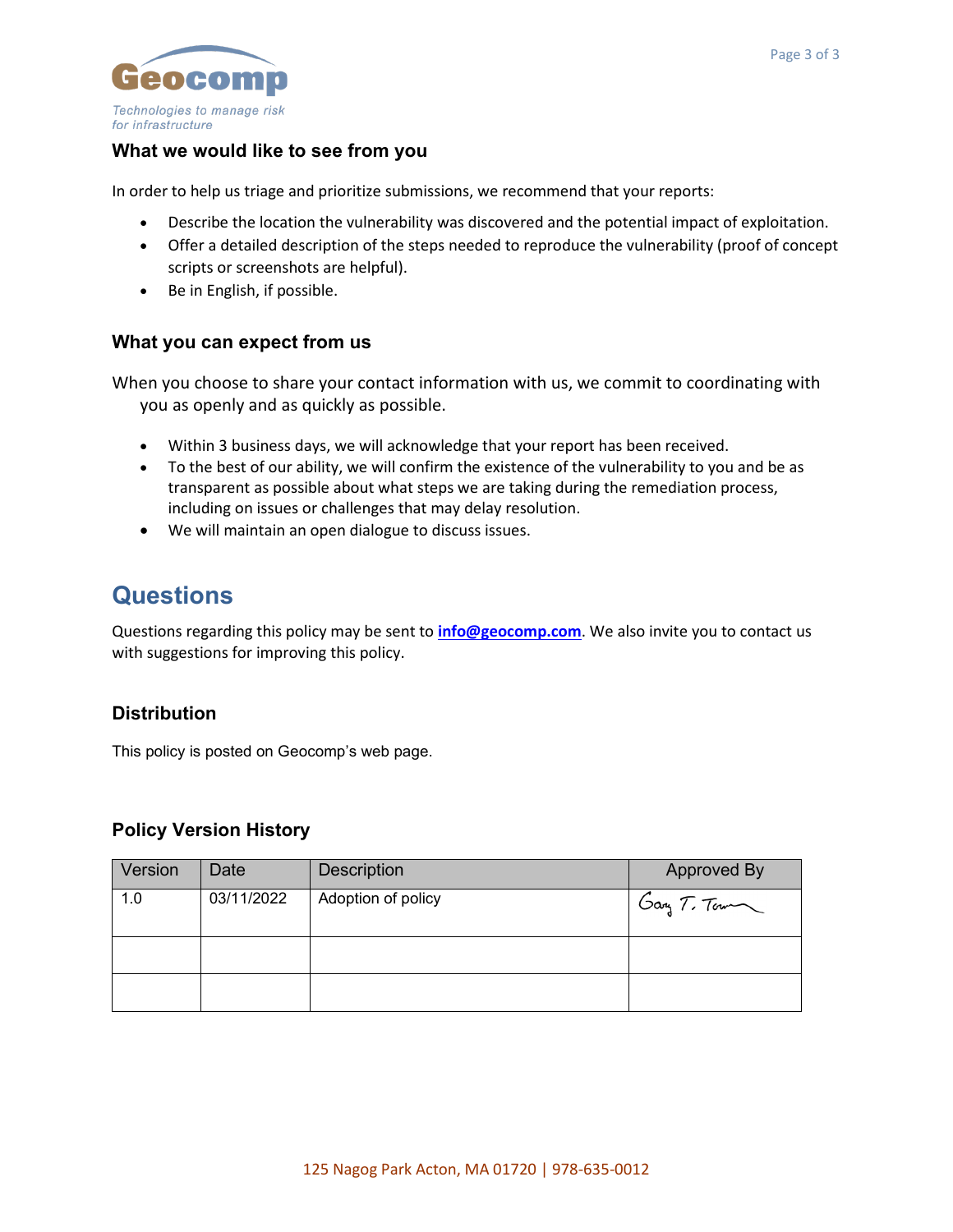### What we would like to see from you

In order to help us triage and prioritize submissions, we recommend that your reports:

- Describe the location the vulnerability was discovered and the potential impact of exploitation.
- Offer a detailed description of the steps needed to reproduce the vulnerability (proof of concept scripts or screenshots are helpful).
- Be in English, if possible.

### What you can expect from us

When you choose to share your contact information with us, we commit to coordinating with you as openly and as quickly as possible.

- Within 3 business days, we will acknowledge that your report has been received.
- To the best of our ability, we will confirm the existence of the vulnerability to you and be as transparent as possible about what steps we are taking during the remediation process, including on issues or challenges that may delay resolution.
- We will maintain an open dialogue to discuss issues.

## Questions

Questions regarding this policy may be sent to **info@geocomp.com**. We also invite you to contact us with suggestions for improving this policy.

### Distribution

This policy is posted on Geocomp's web page.

### Policy Version History

| Version | Date | Description | Approved By |
|---|---|---|---|
| 1.0 | 03/11/2022 | Adoption of policy | Gary T. Torres |
| | | | |
| | | | |

125 Nagog Park Acton, MA 01720 | 978-635-0012